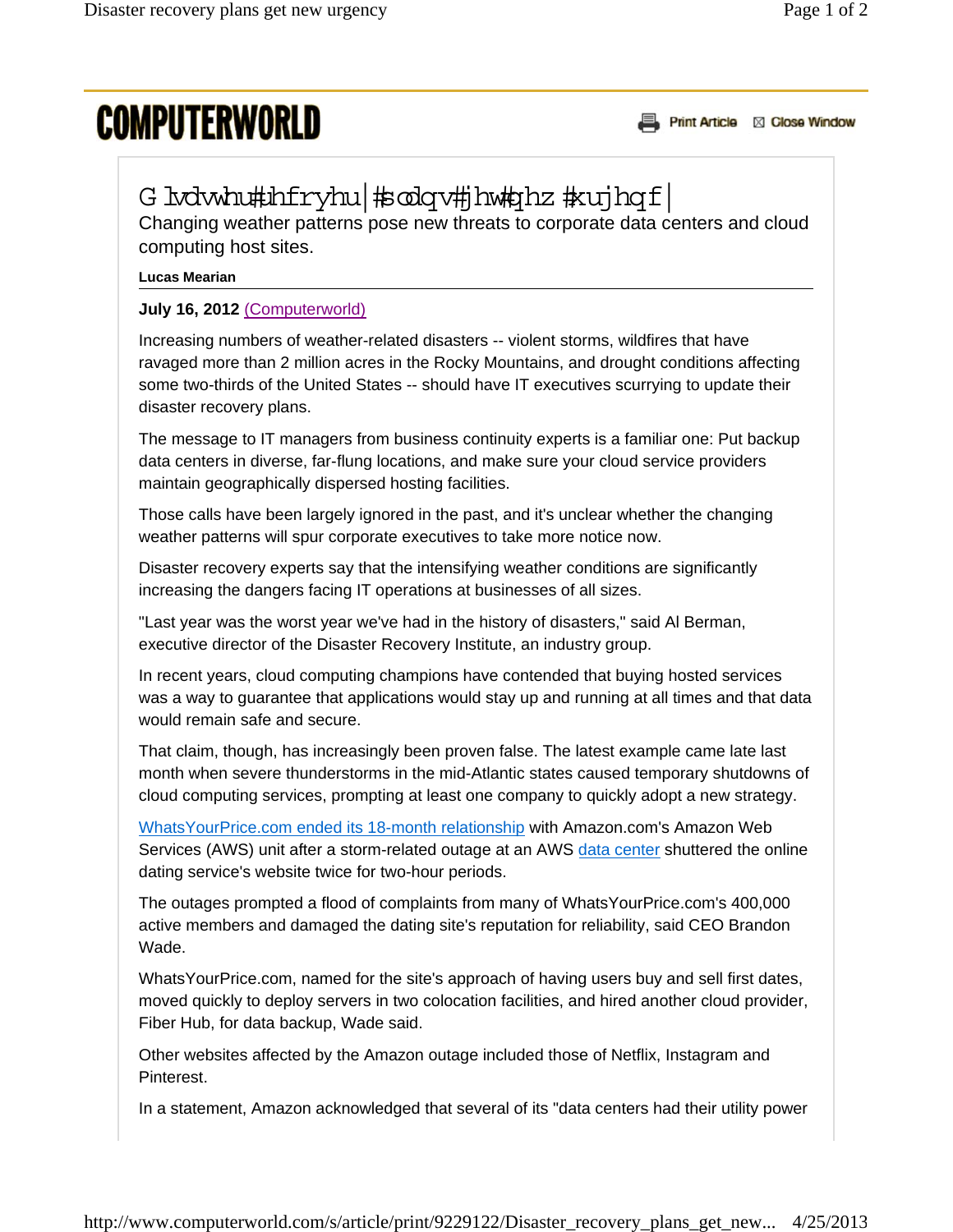# COMPUTERWORLD

## G lvdvwhu#uhfryhu|#sodqv#jhw#qhz#xujhqf|

Changing weather patterns pose new threats to corporate data centers and cloud computing host sites.

**Lucas Mearian**

**July 16, 2012** (Computerworld)

Increasing numbers of weather-related disasters -- violent storms, wildfires that have ravaged more than 2 million acres in the Rocky Mountains, and drought conditions affecting some two-thirds of the United States -- should have IT executives scurrying to update their disaster recovery plans.

The message to IT managers from business continuity experts is a familiar one: Put backup data centers in diverse, far-flung locations, and make sure your cloud service providers maintain geographically dispersed hosting facilities.

Those calls have been largely ignored in the past, and it's unclear whether the changing weather patterns will spur corporate executives to take more notice now.

Disaster recovery experts say that the intensifying weather conditions are significantly increasing the dangers facing IT operations at businesses of all sizes.

"Last year was the worst year we've had in the history of disasters," said Al Berman, executive director of the Disaster Recovery Institute, an industry group.

In recent years, cloud computing champions have contended that buying hosted services was a way to guarantee that applications would stay up and running at all times and that data would remain safe and secure.

That claim, though, has increasingly been proven false. The latest example came late last month when severe thunderstorms in the mid-Atlantic states caused temporary shutdowns of cloud computing services, prompting at least one company to quickly adopt a new strategy.

WhatsYourPrice.com ended its 18-month relationship with Amazon.com's Amazon Web Services (AWS) unit after a storm-related outage at an AWS data center shuttered the online dating service's website twice for two-hour periods.

The outages prompted a flood of complaints from many of WhatsYourPrice.com's 400,000 active members and damaged the dating site's reputation for reliability, said CEO Brandon Wade.

WhatsYourPrice.com, named for the site's approach of having users buy and sell first dates, moved quickly to deploy servers in two colocation facilities, and hired another cloud provider, Fiber Hub, for data backup, Wade said.

Other websites affected by the Amazon outage included those of Netflix, Instagram and Pinterest.

In a statement, Amazon acknowledged that several of its "data centers had their utility power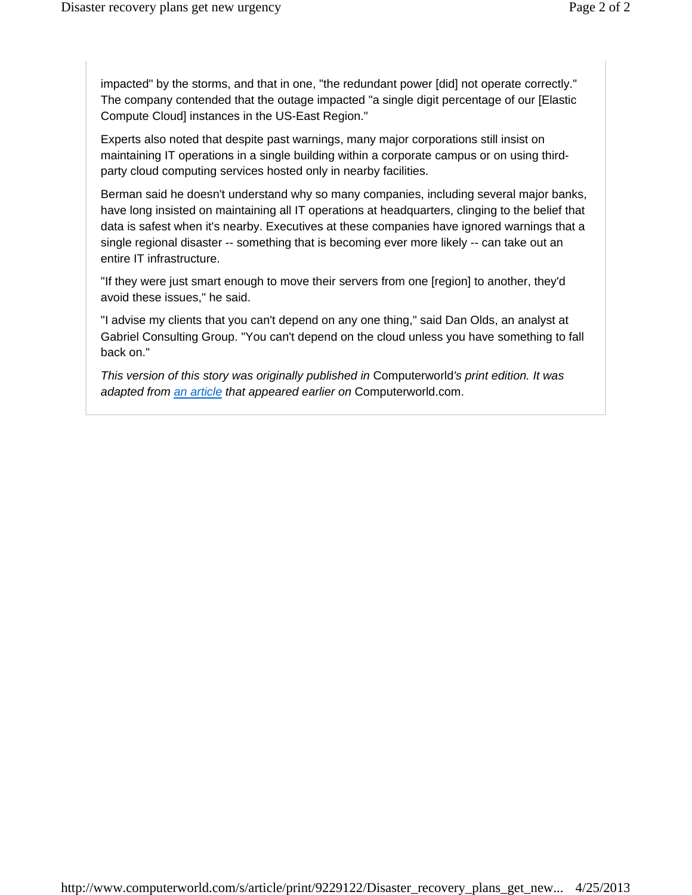impacted" by the storms, and that in one, "the redundant power [did] not operate correctly." The company contended that the outage impacted "a single digit percentage of our [Elastic Compute Cloud] instances in the US-East Region."

Experts also noted that despite past warnings, many major corporations still insist on maintaining IT operations in a single building within a corporate campus or on using third-party cloud computing services hosted only in nearby facilities.

Berman said he doesn't understand why so many companies, including several major banks, have long insisted on maintaining all IT operations at headquarters, clinging to the belief that data is safest when it's nearby. Executives at these companies have ignored warnings that a single regional disaster -- something that is becoming ever more likely -- can take out an entire IT infrastructure.

"If they were just smart enough to move their servers from one [region] to another, they'd avoid these issues," he said.

"I advise my clients that you can't depend on any one thing," said Dan Olds, an analyst at Gabriel Consulting Group. "You can't depend on the cloud unless you have something to fall back on."

*This version of this story was originally published in* Computerworld*'s print edition. It was adapted from [an article](#) that appeared earlier on* Computerworld.com.